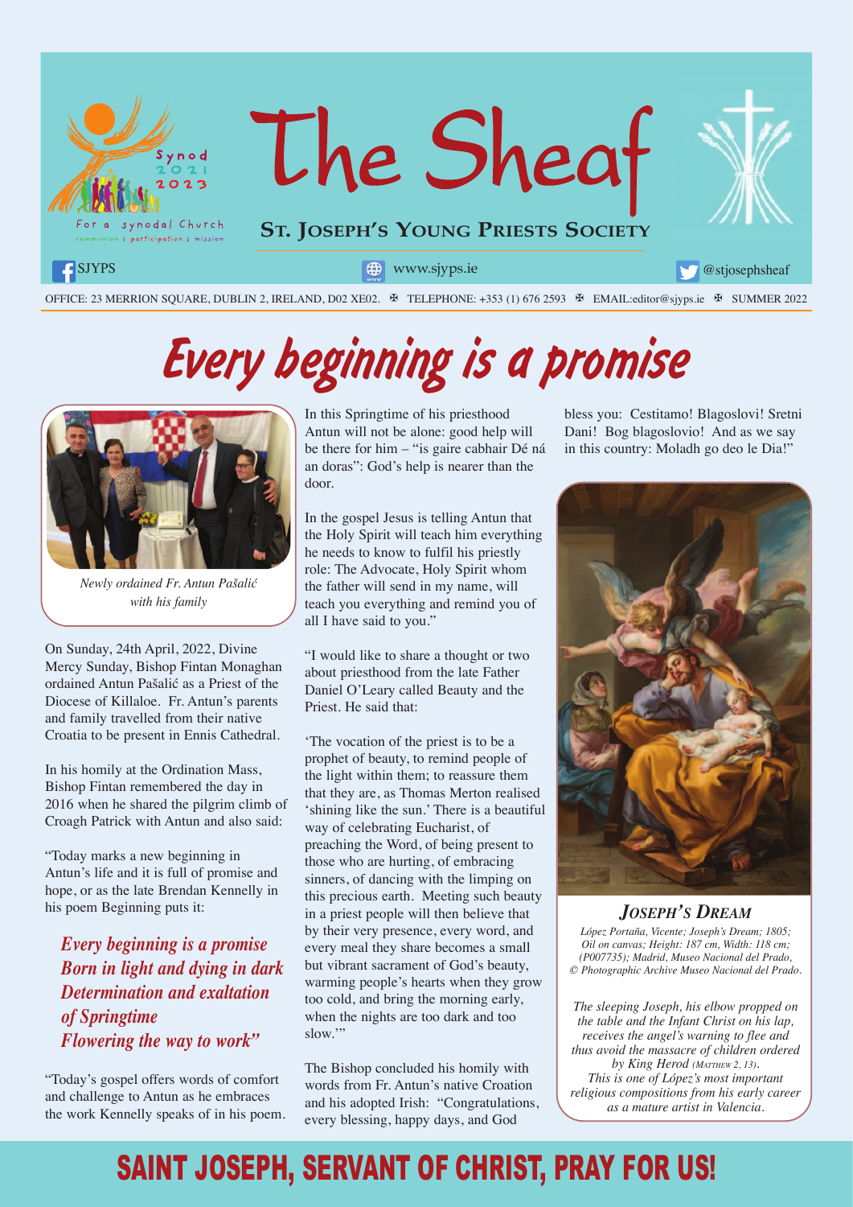# The Sheaf

**ST. JOSEPH'S YOUNG PRIESTS SOCIETY**

Synod 2021 2023 — For a synodal Church — communion | participation | mission

SJYPS  www.sjyps.ie  @stjosephsheaf

OFFICE: 23 MERRION SQUARE, DUBLIN 2, IRELAND, D02 XE02. ✠ TELEPHONE: +353 (1) 676 2593 ✠ EMAIL:editor@sjyps.ie ✠ SUMMER 2022

# Every beginning is a promise

*Newly ordained Fr. Antun Pašalić with his family*

On Sunday, 24th April, 2022, Divine Mercy Sunday, Bishop Fintan Monaghan ordained Antun Pašalić as a Priest of the Diocese of Killaloe. Fr. Antun's parents and family travelled from their native Croatia to be present in Ennis Cathedral.

In his homily at the Ordination Mass, Bishop Fintan remembered the day in 2016 when he shared the pilgrim climb of Croagh Patrick with Antun and also said:

"Today marks a new beginning in Antun's life and it is full of promise and hope, or as the late Brendan Kennelly in his poem Beginning puts it:

*Every beginning is a promise*
*Born in light and dying in dark*
*Determination and exaltation*
*of Springtime*
*Flowering the way to work"*

"Today's gospel offers words of comfort and challenge to Antun as he embraces the work Kennelly speaks of in his poem. In this Springtime of his priesthood Antun will not be alone: good help will be there for him – "is gaire cabhair Dé ná an doras": God's help is nearer than the door.

In the gospel Jesus is telling Antun that the Holy Spirit will teach him everything he needs to know to fulfil his priestly role: The Advocate, Holy Spirit whom the father will send in my name, will teach you everything and remind you of all I have said to you."

"I would like to share a thought or two about priesthood from the late Father Daniel O'Leary called Beauty and the Priest. He said that:

'The vocation of the priest is to be a prophet of beauty, to remind people of the light within them; to reassure them that they are, as Thomas Merton realised 'shining like the sun.' There is a beautiful way of celebrating Eucharist, of preaching the Word, of being present to those who are hurting, of embracing sinners, of dancing with the limping on this precious earth. Meeting such beauty in a priest people will then believe that by their very presence, every word, and every meal they share becomes a small but vibrant sacrament of God's beauty, warming people's hearts when they grow too cold, and bring the morning early, when the nights are too dark and too slow.'"

The Bishop concluded his homily with words from Fr. Antun's native Croation and his adopted Irish: "Congratulations, every blessing, happy days, and God bless you: Cestitamo! Blagoslovi! Sretni Dani! Bog blagoslovio! And as we say in this country: Moladh go deo le Dia!"

### *JOSEPH'S DREAM*

*López Portaña, Vicente; Joseph's Dream; 1805; Oil on canvas; Height: 187 cm, Width: 118 cm; (P007735); Madrid, Museo Nacional del Prado, © Photographic Archive Museo Nacional del Prado.*

*The sleeping Joseph, his elbow propped on the table and the Infant Christ on his lap, receives the angel's warning to flee and thus avoid the massacre of children ordered by King Herod (MATTHEW 2, 13). This is one of López's most important religious compositions from his early career as a mature artist in Valencia.*

## SAINT JOSEPH, SERVANT OF CHRIST, PRAY FOR US!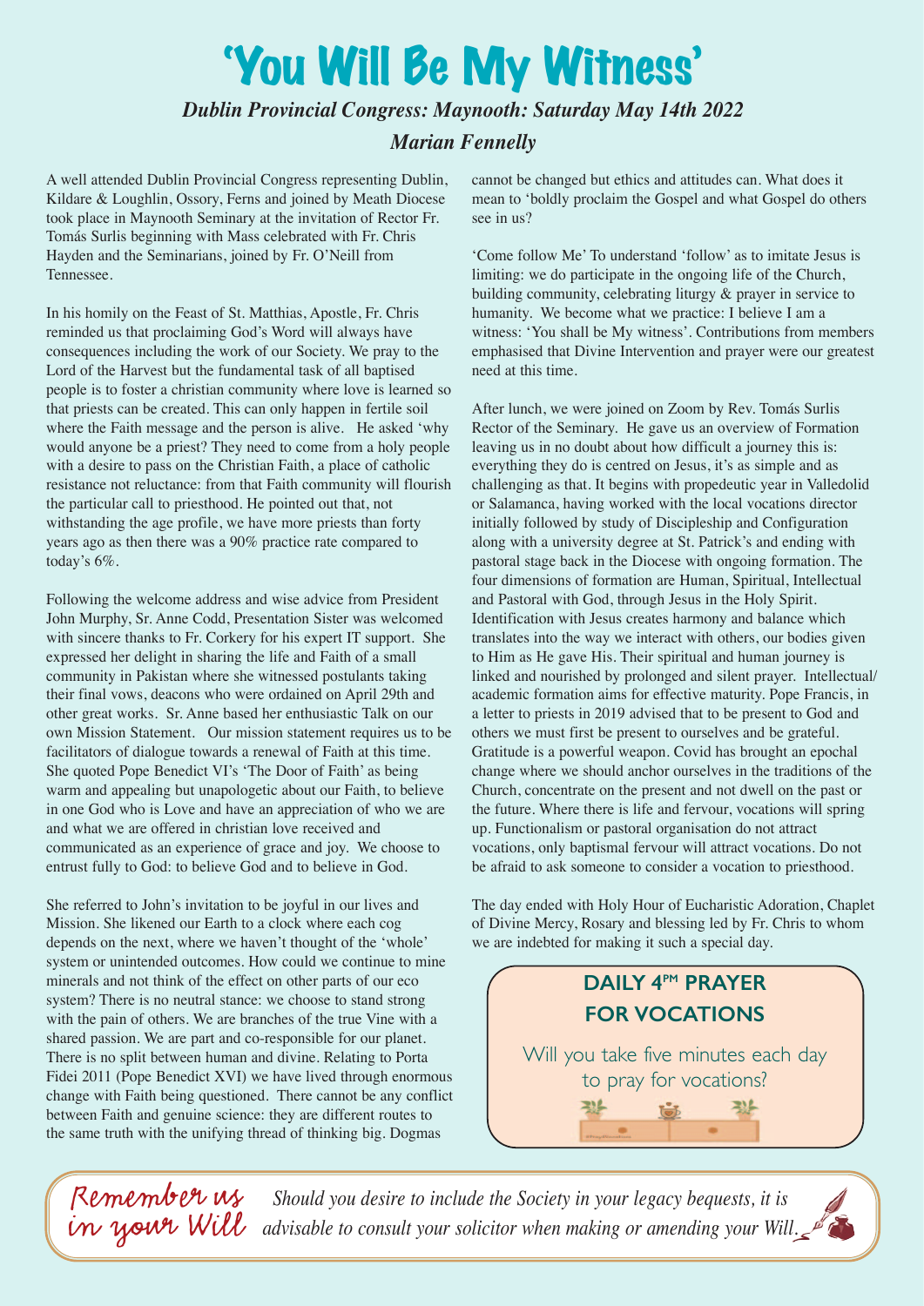# 'You Will Be My Witness'

***Dublin Provincial Congress: Maynooth: Saturday May 14th 2022***

***Marian Fennelly***

A well attended Dublin Provincial Congress representing Dublin, Kildare & Loughlin, Ossory, Ferns and joined by Meath Diocese took place in Maynooth Seminary at the invitation of Rector Fr. Tomás Surlis beginning with Mass celebrated with Fr. Chris Hayden and the Seminarians, joined by Fr. O'Neill from Tennessee.

In his homily on the Feast of St. Matthias, Apostle, Fr. Chris reminded us that proclaiming God's Word will always have consequences including the work of our Society. We pray to the Lord of the Harvest but the fundamental task of all baptised people is to foster a christian community where love is learned so that priests can be created. This can only happen in fertile soil where the Faith message and the person is alive. He asked 'why would anyone be a priest? They need to come from a holy people with a desire to pass on the Christian Faith, a place of catholic resistance not reluctance: from that Faith community will flourish the particular call to priesthood. He pointed out that, not withstanding the age profile, we have more priests than forty years ago as then there was a 90% practice rate compared to today's 6%.

Following the welcome address and wise advice from President John Murphy, Sr. Anne Codd, Presentation Sister was welcomed with sincere thanks to Fr. Corkery for his expert IT support. She expressed her delight in sharing the life and Faith of a small community in Pakistan where she witnessed postulants taking their final vows, deacons who were ordained on April 29th and other great works. Sr. Anne based her enthusiastic Talk on our own Mission Statement. Our mission statement requires us to be facilitators of dialogue towards a renewal of Faith at this time. She quoted Pope Benedict VI's 'The Door of Faith' as being warm and appealing but unapologetic about our Faith, to believe in one God who is Love and have an appreciation of who we are and what we are offered in christian love received and communicated as an experience of grace and joy. We choose to entrust fully to God: to believe God and to believe in God.

She referred to John's invitation to be joyful in our lives and Mission. She likened our Earth to a clock where each cog depends on the next, where we haven't thought of the 'whole' system or unintended outcomes. How could we continue to mine minerals and not think of the effect on other parts of our eco system? There is no neutral stance: we choose to stand strong with the pain of others. We are branches of the true Vine with a shared passion. We are part and co-responsible for our planet. There is no split between human and divine. Relating to Porta Fidei 2011 (Pope Benedict XVI) we have lived through enormous change with Faith being questioned. There cannot be any conflict between Faith and genuine science: they are different routes to the same truth with the unifying thread of thinking big. Dogmas cannot be changed but ethics and attitudes can. What does it mean to 'boldly proclaim the Gospel and what Gospel do others see in us?

'Come follow Me' To understand 'follow' as to imitate Jesus is limiting: we do participate in the ongoing life of the Church, building community, celebrating liturgy & prayer in service to humanity. We become what we practice: I believe I am a witness: 'You shall be My witness'. Contributions from members emphasised that Divine Intervention and prayer were our greatest need at this time.

After lunch, we were joined on Zoom by Rev. Tomás Surlis Rector of the Seminary. He gave us an overview of Formation leaving us in no doubt about how difficult a journey this is: everything they do is centred on Jesus, it's as simple and as challenging as that. It begins with propedeutic year in Valledolid or Salamanca, having worked with the local vocations director initially followed by study of Discipleship and Configuration along with a university degree at St. Patrick's and ending with pastoral stage back in the Diocese with ongoing formation. The four dimensions of formation are Human, Spiritual, Intellectual and Pastoral with God, through Jesus in the Holy Spirit. Identification with Jesus creates harmony and balance which translates into the way we interact with others, our bodies given to Him as He gave His. Their spiritual and human journey is linked and nourished by prolonged and silent prayer. Intellectual/ academic formation aims for effective maturity. Pope Francis, in a letter to priests in 2019 advised that to be present to God and others we must first be present to ourselves and be grateful. Gratitude is a powerful weapon. Covid has brought an epochal change where we should anchor ourselves in the traditions of the Church, concentrate on the present and not dwell on the past or the future. Where there is life and fervour, vocations will spring up. Functionalism or pastoral organisation do not attract vocations, only baptismal fervour will attract vocations. Do not be afraid to ask someone to consider a vocation to priesthood.

The day ended with Holy Hour of Eucharistic Adoration, Chaplet of Divine Mercy, Rosary and blessing led by Fr. Chris to whom we are indebted for making it such a special day.

**DAILY 4PM PRAYER FOR VOCATIONS**

Will you take five minutes each day to pray for vocations?

**Remember us in your Will** — *Should you desire to include the Society in your legacy bequests, it is advisable to consult your solicitor when making or amending your Will.*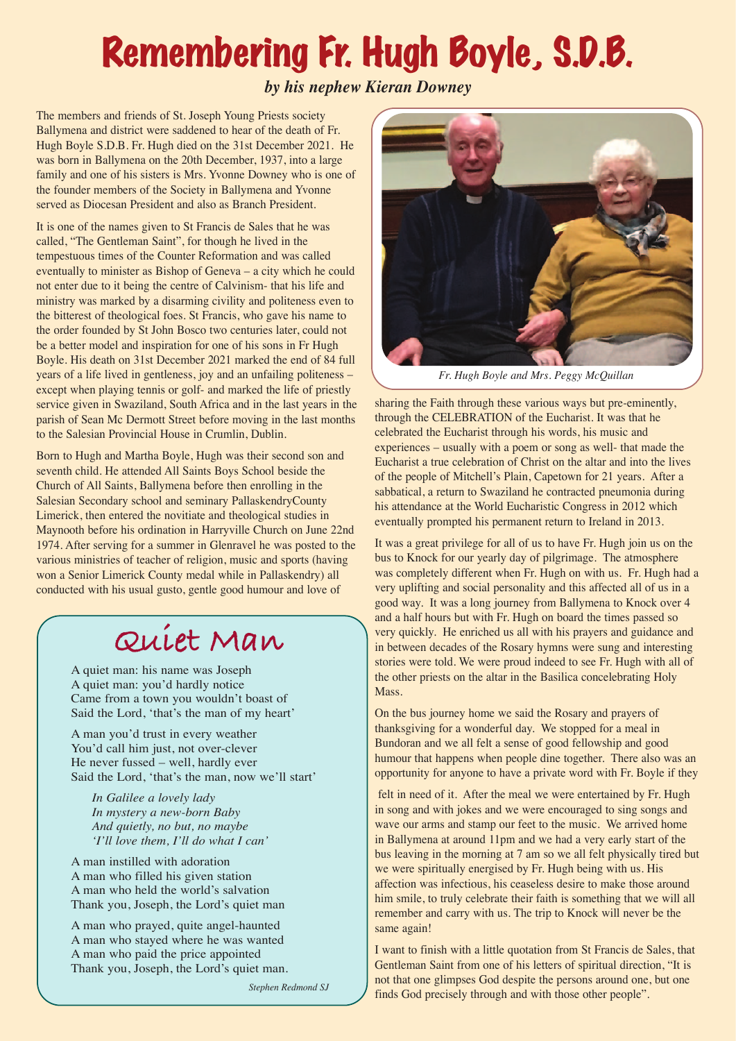# Remembering Fr. Hugh Boyle, S.D.B.

*by his nephew Kieran Downey*

The members and friends of St. Joseph Young Priests society Ballymena and district were saddened to hear of the death of Fr. Hugh Boyle S.D.B. Fr. Hugh died on the 31st December 2021. He was born in Ballymena on the 20th December, 1937, into a large family and one of his sisters is Mrs. Yvonne Downey who is one of the founder members of the Society in Ballymena and Yvonne served as Diocesan President and also as Branch President.

It is one of the names given to St Francis de Sales that he was called, "The Gentleman Saint", for though he lived in the tempestuous times of the Counter Reformation and was called eventually to minister as Bishop of Geneva – a city which he could not enter due to it being the centre of Calvinism- that his life and ministry was marked by a disarming civility and politeness even to the bitterest of theological foes. St Francis, who gave his name to the order founded by St John Bosco two centuries later, could not be a better model and inspiration for one of his sons in Fr Hugh Boyle. His death on 31st December 2021 marked the end of 84 full years of a life lived in gentleness, joy and an unfailing politeness – except when playing tennis or golf- and marked the life of priestly service given in Swaziland, South Africa and in the last years in the parish of Sean Mc Dermott Street before moving in the last months to the Salesian Provincial House in Crumlin, Dublin.

Born to Hugh and Martha Boyle, Hugh was their second son and seventh child. He attended All Saints Boys School beside the Church of All Saints, Ballymena before then enrolling in the Salesian Secondary school and seminary PallaskendryCounty Limerick, then entered the novitiate and theological studies in Maynooth before his ordination in Harryville Church on June 22nd 1974. After serving for a summer in Glenravel he was posted to the various ministries of teacher of religion, music and sports (having won a Senior Limerick County medal while in Pallaskendry) all conducted with his usual gusto, gentle good humour and love of sharing the Faith through these various ways but pre-eminently, through the CELEBRATION of the Eucharist. It was that he celebrated the Eucharist through his words, his music and experiences – usually with a poem or song as well- that made the Eucharist a true celebration of Christ on the altar and into the lives of the people of Mitchell's Plain, Capetown for 21 years. After a sabbatical, a return to Swaziland he contracted pneumonia during his attendance at the World Eucharistic Congress in 2012 which eventually prompted his permanent return to Ireland in 2013.

*Fr. Hugh Boyle and Mrs. Peggy McQuillan*

It was a great privilege for all of us to have Fr. Hugh join us on the bus to Knock for our yearly day of pilgrimage. The atmosphere was completely different when Fr. Hugh on with us. Fr. Hugh had a very uplifting and social personality and this affected all of us in a good way. It was a long journey from Ballymena to Knock over 4 and a half hours but with Fr. Hugh on board the times passed so very quickly. He enriched us all with his prayers and guidance and in between decades of the Rosary hymns were sung and interesting stories were told. We were proud indeed to see Fr. Hugh with all of the other priests on the altar in the Basilica concelebrating Holy Mass.

On the bus journey home we said the Rosary and prayers of thanksgiving for a wonderful day. We stopped for a meal in Bundoran and we all felt a sense of good fellowship and good humour that happens when people dine together. There also was an opportunity for anyone to have a private word with Fr. Boyle if they felt in need of it. After the meal we were entertained by Fr. Hugh in song and with jokes and we were encouraged to sing songs and wave our arms and stamp our feet to the music. We arrived home in Ballymena at around 11pm and we had a very early start of the bus leaving in the morning at 7 am so we all felt physically tired but we were spiritually energised by Fr. Hugh being with us. His affection was infectious, his ceaseless desire to make those around him smile, to truly celebrate their faith is something that we will all remember and carry with us. The trip to Knock will never be the same again!

I want to finish with a little quotation from St Francis de Sales, that Gentleman Saint from one of his letters of spiritual direction, "It is not that one glimpses God despite the persons around one, but one finds God precisely through and with those other people".

## Quiet Man

A quiet man: his name was Joseph
A quiet man: you'd hardly notice
Came from a town you wouldn't boast of
Said the Lord, 'that's the man of my heart'

A man you'd trust in every weather
You'd call him just, not over-clever
He never fussed – well, hardly ever
Said the Lord, 'that's the man, now we'll start'

*In Galilee a lovely lady*
*In mystery a new-born Baby*
*And quietly, no but, no maybe*
*'I'll love them, I'll do what I can'*

A man instilled with adoration
A man who filled his given station
A man who held the world's salvation
Thank you, Joseph, the Lord's quiet man

A man who prayed, quite angel-haunted
A man who stayed where he was wanted
A man who paid the price appointed
Thank you, Joseph, the Lord's quiet man.

*Stephen Redmond SJ*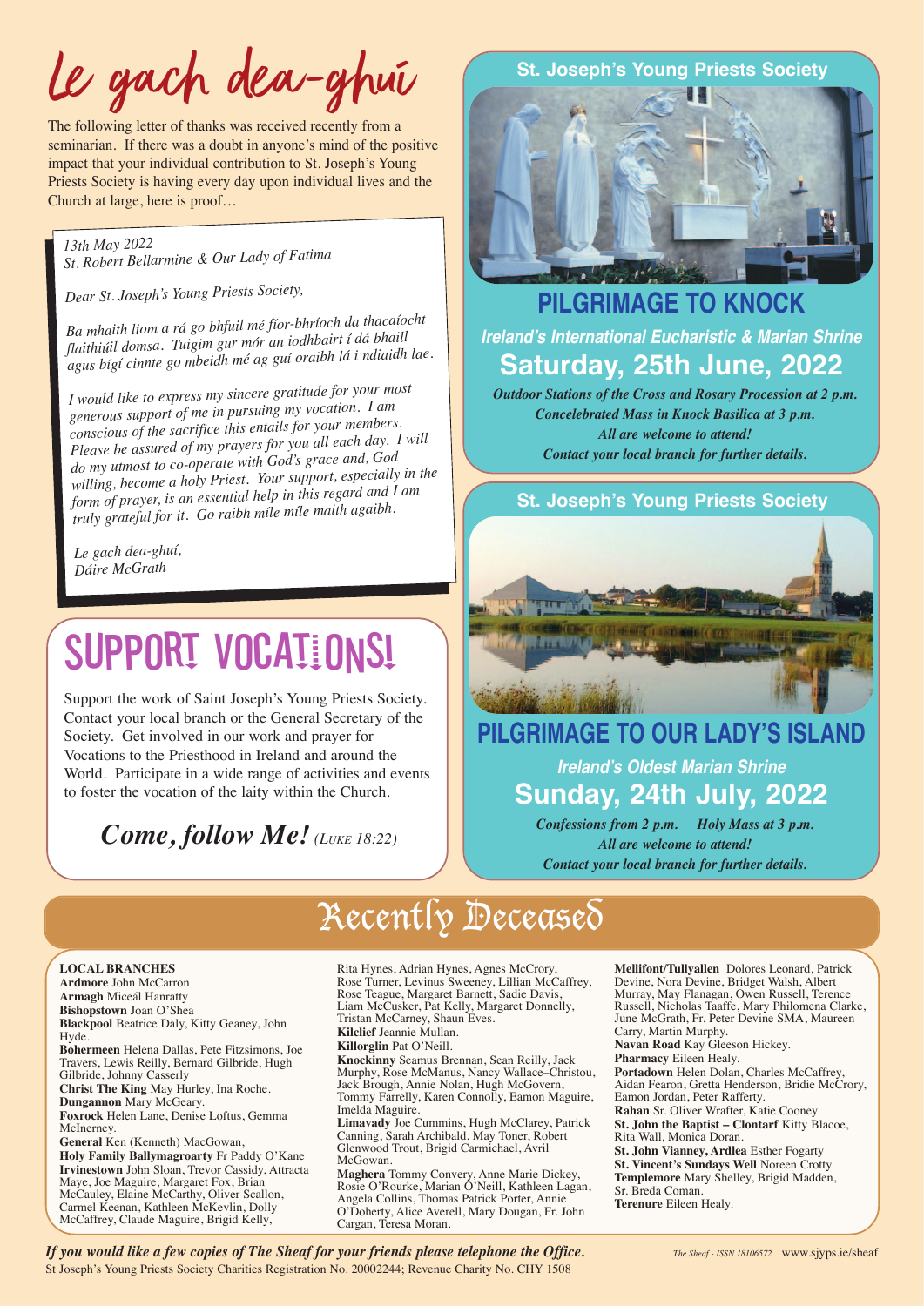# Le gach dea-ghuí

The following letter of thanks was received recently from a seminarian. If there was a doubt in anyone's mind of the positive impact that your individual contribution to St. Joseph's Young Priests Society is having every day upon individual lives and the Church at large, here is proof…

*13th May 2022*
*St. Robert Bellarmine & Our Lady of Fatima*

*Dear St. Joseph's Young Priests Society,*

*Ba mhaith liom a rá go bhfuil mé fíor-bhríoch da thacaíocht flaithiúil domsa. Tuigim gur mór an iodhbairt í dá bhaill agus bígí cinnte go mbeidh mé ag guí oraibh lá i ndiaidh lae.*

*I would like to express my sincere gratitude for your most generous support of me in pursuing my vocation. I am conscious of the sacrifice this entails for your members. Please be assured of my prayers for you all each day. I will do my utmost to co-operate with God's grace and, God willing, become a holy Priest. Your support, especially in the form of prayer, is an essential help in this regard and I am truly grateful for it. Go raibh míle míle maith agaibh.*

*Le gach dea-ghuí,*
*Dáire McGrath*

## SUPPORT VOCATIONS!

Support the work of Saint Joseph's Young Priests Society. Contact your local branch or the General Secretary of the Society. Get involved in our work and prayer for Vocations to the Priesthood in Ireland and around the World. Participate in a wide range of activities and events to foster the vocation of the laity within the Church.

***Come, follow Me!*** *(Luke 18:22)*

**St. Joseph's Young Priests Society**

## PILGRIMAGE TO KNOCK

***Ireland's International Eucharistic & Marian Shrine***

### Saturday, 25th June, 2022

***Outdoor Stations of the Cross and Rosary Procession at 2 p.m.***
***Concelebrated Mass in Knock Basilica at 3 p.m.***
***All are welcome to attend!***
***Contact your local branch for further details.***

**St. Joseph's Young Priests Society**

## PILGRIMAGE TO OUR LADY'S ISLAND

***Ireland's Oldest Marian Shrine***

### Sunday, 24th July, 2022

***Confessions from 2 p.m. Holy Mass at 3 p.m.***
***All are welcome to attend!***
***Contact your local branch for further details.***

## Recently Deceased

**LOCAL BRANCHES**
**Ardmore** John McCarron
**Armagh** Miceál Hanratty
**Bishopstown** Joan O'Shea
**Blackpool** Beatrice Daly, Kitty Geaney, John Hyde.
**Bohermeen** Helena Dallas, Pete Fitzsimons, Joe Travers, Lewis Reilly, Bernard Gilbride, Hugh Gilbride, Johnny Casserly
**Christ The King** May Hurley, Ina Roche.
**Dungannon** Mary McGeary.
**Foxrock** Helen Lane, Denise Loftus, Gemma McInerney.
**General** Ken (Kenneth) MacGowan,
**Holy Family Ballymagroarty** Fr Paddy O'Kane
**Irvinestown** John Sloan, Trevor Cassidy, Attracta Maye, Joe Maguire, Margaret Fox, Brian McCauley, Elaine McCarthy, Oliver Scallon, Carmel Keenan, Kathleen McKevlin, Dolly McCaffrey, Claude Maguire, Brigid Kelly, Rita Hynes, Adrian Hynes, Agnes McCrory, Rose Turner, Levinus Sweeney, Lillian McCaffrey, Rose Teague, Margaret Barnett, Sadie Davis, Liam McCusker, Pat Kelly, Margaret Donnelly, Tristan McCarney, Shaun Eves.
**Kilclief** Jeannie Mullan.
**Killorglin** Pat O'Neill.
**Knockinny** Seamus Brennan, Sean Reilly, Jack Murphy, Rose McManus, Nancy Wallace–Christou, Jack Brough, Annie Nolan, Hugh McGovern, Tommy Farrelly, Karen Connolly, Eamon Maguire, Imelda Maguire.
**Limavady** Joe Cummins, Hugh McClarey, Patrick Canning, Sarah Archibald, May Toner, Robert Glenwood Trout, Brigid Carmichael, Avril McGowan.
**Maghera** Tommy Convery, Anne Marie Dickey, Rosie O'Rourke, Marian O'Neill, Kathleen Lagan, Angela Collins, Thomas Patrick Porter, Annie O'Doherty, Alice Averell, Mary Dougan, Fr. John Cargan, Teresa Moran.
**Mellifont/Tullyallen** Dolores Leonard, Patrick Devine, Nora Devine, Bridget Walsh, Albert Murray, May Flanagan, Owen Russell, Terence Russell, Nicholas Taaffe, Mary Philomena Clarke, June McGrath, Fr. Peter Devine SMA, Maureen Carry, Martin Murphy.
**Navan Road** Kay Gleeson Hickey.
**Pharmacy** Eileen Healy.
**Portadown** Helen Dolan, Charles McCaffrey, Aidan Fearon, Gretta Henderson, Bridie McCrory, Eamon Jordan, Peter Rafferty.
**Rahan** Sr. Oliver Wrafter, Katie Cooney.
**St. John the Baptist – Clontarf** Kitty Blacoe, Rita Wall, Monica Doran.
**St. John Vianney, Ardlea** Esther Fogarty
**St. Vincent's Sundays Well** Noreen Crotty
**Templemore** Mary Shelley, Brigid Madden, Sr. Breda Coman.
**Terenure** Eileen Healy.

***If you would like a few copies of The Sheaf for your friends please telephone the Office.***

*The Sheaf - ISSN 18106572* www.sjyps.ie/sheaf

St Joseph's Young Priests Society Charities Registration No. 20002244; Revenue Charity No. CHY 1508